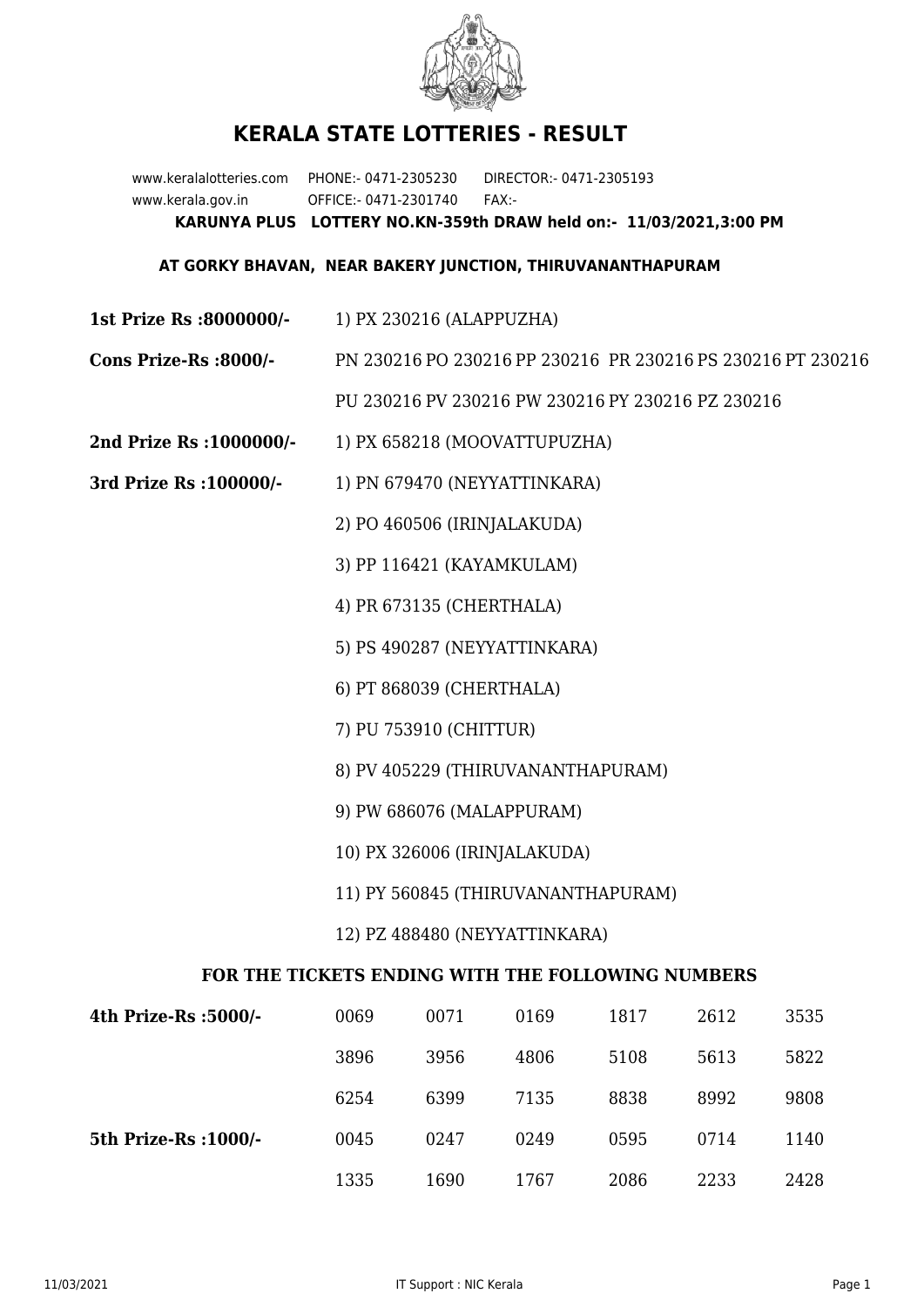# KERALA STATE LOTTERIES - RESULT

www.keralalotteries.com PHONE:- 0471-2305230 DIRECTOR:- 0471-2305193
www.kerala.gov.in OFFICE:- 0471-2301740 FAX:-

**KARUNYA PLUS LOTTERY NO.KN-359th DRAW held on:- 11/03/2021,3:00 PM**

**AT GORKY BHAVAN, NEAR BAKERY JUNCTION, THIRUVANANTHAPURAM**

**1st Prize Rs :8000000/-** 1) PX 230216 (ALAPPUZHA)

**Cons Prize-Rs :8000/-** PN 230216 PO 230216 PP 230216 PR 230216 PS 230216 PT 230216 PU 230216 PV 230216 PW 230216 PY 230216 PZ 230216

**2nd Prize Rs :1000000/-** 1) PX 658218 (MOOVATTUPUZHA)

**3rd Prize Rs :100000/-**
1) PN 679470 (NEYYATTINKARA)
2) PO 460506 (IRINJALAKUDA)
3) PP 116421 (KAYAMKULAM)
4) PR 673135 (CHERTHALA)
5) PS 490287 (NEYYATTINKARA)
6) PT 868039 (CHERTHALA)
7) PU 753910 (CHITTUR)
8) PV 405229 (THIRUVANANTHAPURAM)
9) PW 686076 (MALAPPURAM)
10) PX 326006 (IRINJALAKUDA)
11) PY 560845 (THIRUVANANTHAPURAM)
12) PZ 488480 (NEYYATTINKARA)

## FOR THE TICKETS ENDING WITH THE FOLLOWING NUMBERS

| | | | | | | |
|---|---|---|---|---|---|---|
| **4th Prize-Rs :5000/-** | 0069 | 0071 | 0169 | 1817 | 2612 | 3535 |
| | 3896 | 3956 | 4806 | 5108 | 5613 | 5822 |
| | 6254 | 6399 | 7135 | 8838 | 8992 | 9808 |
| **5th Prize-Rs :1000/-** | 0045 | 0247 | 0249 | 0595 | 0714 | 1140 |
| | 1335 | 1690 | 1767 | 2086 | 2233 | 2428 |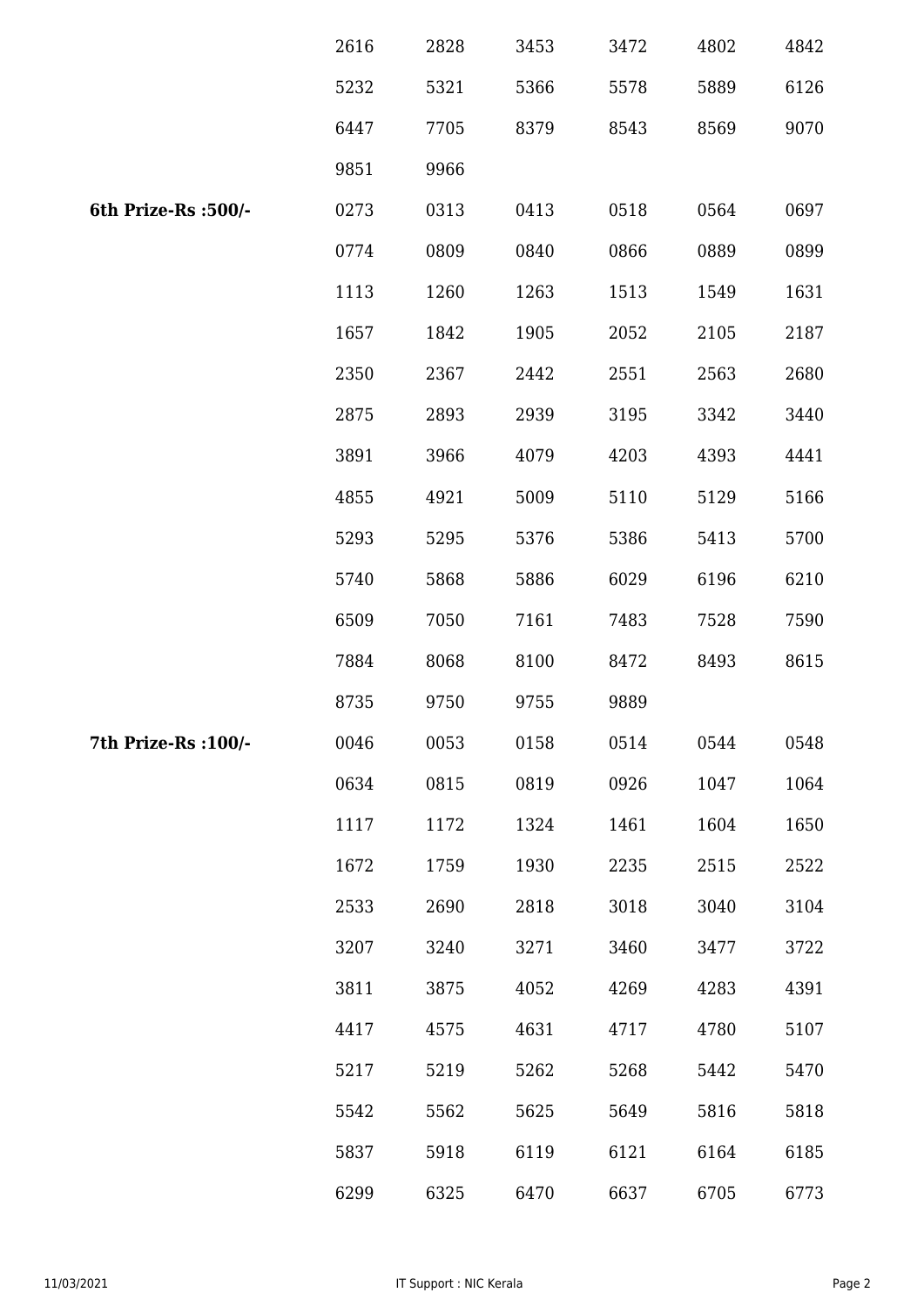|  | 2616 | 2828 | 3453 | 3472 | 4802 | 4842 |
|---|---|---|---|---|---|---|
|  | 5232 | 5321 | 5366 | 5578 | 5889 | 6126 |
|  | 6447 | 7705 | 8379 | 8543 | 8569 | 9070 |
|  | 9851 | 9966 |  |  |  |  |
| **6th Prize-Rs :500/-** | 0273 | 0313 | 0413 | 0518 | 0564 | 0697 |
|  | 0774 | 0809 | 0840 | 0866 | 0889 | 0899 |
|  | 1113 | 1260 | 1263 | 1513 | 1549 | 1631 |
|  | 1657 | 1842 | 1905 | 2052 | 2105 | 2187 |
|  | 2350 | 2367 | 2442 | 2551 | 2563 | 2680 |
|  | 2875 | 2893 | 2939 | 3195 | 3342 | 3440 |
|  | 3891 | 3966 | 4079 | 4203 | 4393 | 4441 |
|  | 4855 | 4921 | 5009 | 5110 | 5129 | 5166 |
|  | 5293 | 5295 | 5376 | 5386 | 5413 | 5700 |
|  | 5740 | 5868 | 5886 | 6029 | 6196 | 6210 |
|  | 6509 | 7050 | 7161 | 7483 | 7528 | 7590 |
|  | 7884 | 8068 | 8100 | 8472 | 8493 | 8615 |
|  | 8735 | 9750 | 9755 | 9889 |  |  |
| **7th Prize-Rs :100/-** | 0046 | 0053 | 0158 | 0514 | 0544 | 0548 |
|  | 0634 | 0815 | 0819 | 0926 | 1047 | 1064 |
|  | 1117 | 1172 | 1324 | 1461 | 1604 | 1650 |
|  | 1672 | 1759 | 1930 | 2235 | 2515 | 2522 |
|  | 2533 | 2690 | 2818 | 3018 | 3040 | 3104 |
|  | 3207 | 3240 | 3271 | 3460 | 3477 | 3722 |
|  | 3811 | 3875 | 4052 | 4269 | 4283 | 4391 |
|  | 4417 | 4575 | 4631 | 4717 | 4780 | 5107 |
|  | 5217 | 5219 | 5262 | 5268 | 5442 | 5470 |
|  | 5542 | 5562 | 5625 | 5649 | 5816 | 5818 |
|  | 5837 | 5918 | 6119 | 6121 | 6164 | 6185 |
|  | 6299 | 6325 | 6470 | 6637 | 6705 | 6773 |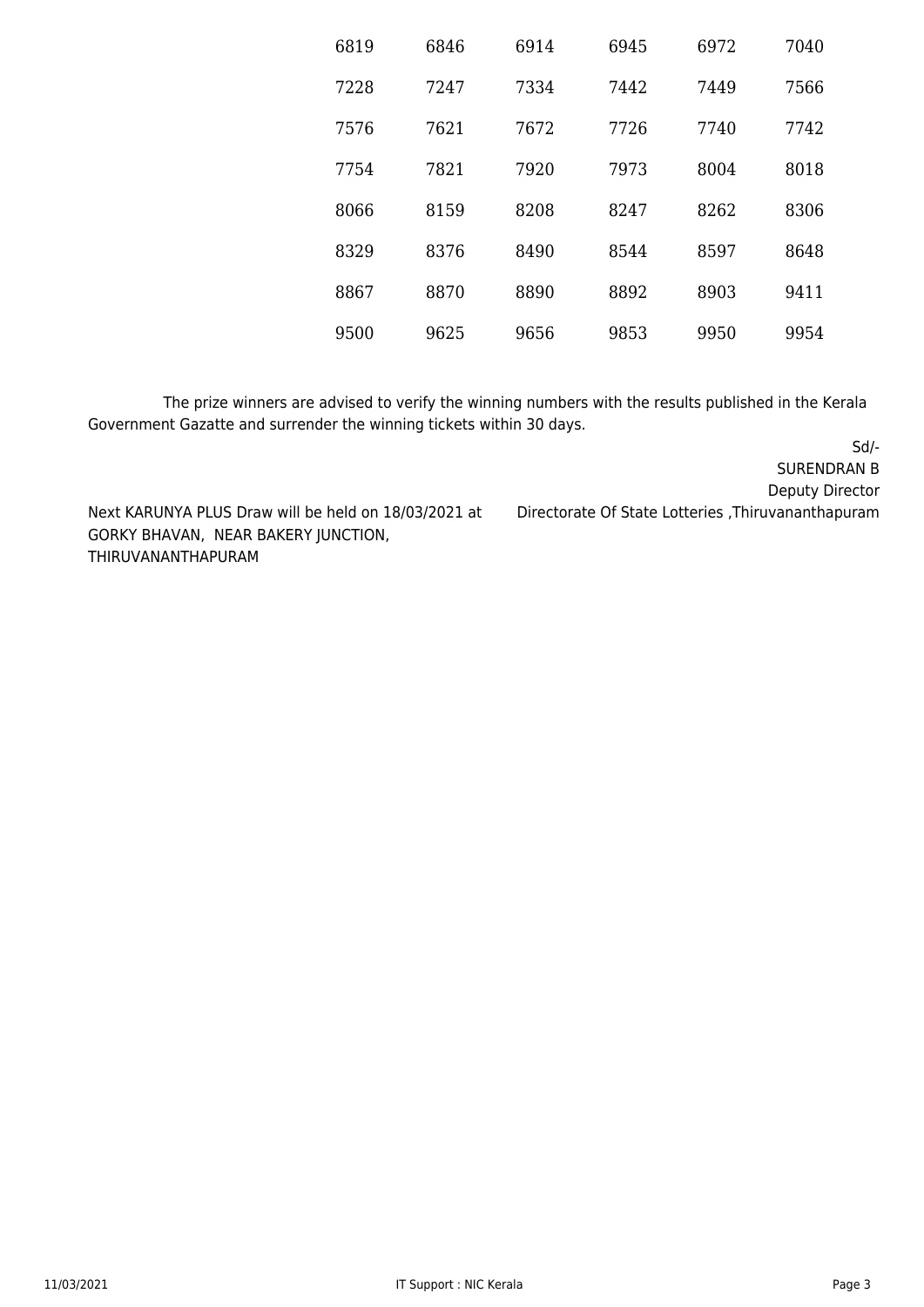| | | | | | |
|---|---|---|---|---|---|
| 6819 | 6846 | 6914 | 6945 | 6972 | 7040 |
| 7228 | 7247 | 7334 | 7442 | 7449 | 7566 |
| 7576 | 7621 | 7672 | 7726 | 7740 | 7742 |
| 7754 | 7821 | 7920 | 7973 | 8004 | 8018 |
| 8066 | 8159 | 8208 | 8247 | 8262 | 8306 |
| 8329 | 8376 | 8490 | 8544 | 8597 | 8648 |
| 8867 | 8870 | 8890 | 8892 | 8903 | 9411 |
| 9500 | 9625 | 9656 | 9853 | 9950 | 9954 |

The prize winners are advised to verify the winning numbers with the results published in the Kerala Government Gazatte and surrender the winning tickets within 30 days.

Sd/-
SURENDRAN B
Deputy Director
Directorate Of State Lotteries ,Thiruvananthapuram

Next KARUNYA PLUS Draw will be held on 18/03/2021 at GORKY BHAVAN, NEAR BAKERY JUNCTION, THIRUVANANTHAPURAM